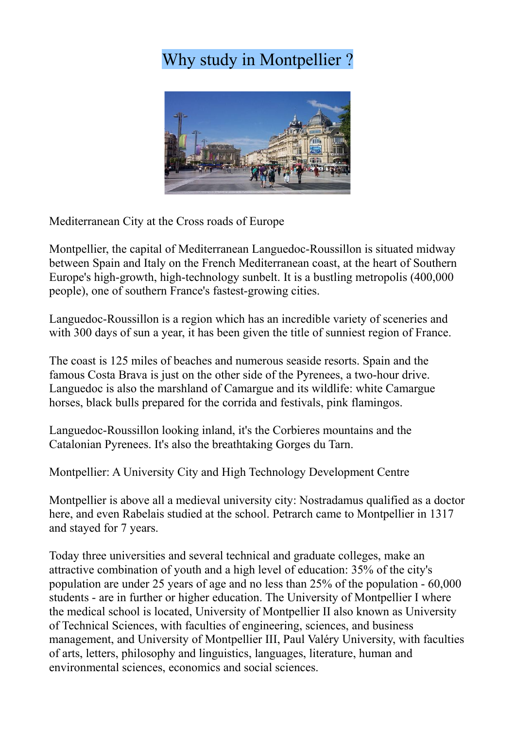# Why study in Montpellier ?

Mediterranean City at the Cross roads of Europe

Montpellier, the capital of Mediterranean Languedoc-Roussillon is situated midway between Spain and Italy on the French Mediterranean coast, at the heart of Southern Europe's high-growth, high-technology sunbelt. It is a bustling metropolis (400,000 people), one of southern France's fastest-growing cities.

Languedoc-Roussillon is a region which has an incredible variety of sceneries and with 300 days of sun a year, it has been given the title of sunniest region of France.

The coast is 125 miles of beaches and numerous seaside resorts. Spain and the famous Costa Brava is just on the other side of the Pyrenees, a two-hour drive. Languedoc is also the marshland of Camargue and its wildlife: white Camargue horses, black bulls prepared for the corrida and festivals, pink flamingos.

Languedoc-Roussillon looking inland, it's the Corbieres mountains and the Catalonian Pyrenees. It's also the breathtaking Gorges du Tarn.

Montpellier: A University City and High Technology Development Centre

Montpellier is above all a medieval university city: Nostradamus qualified as a doctor here, and even Rabelais studied at the school. Petrarch came to Montpellier in 1317 and stayed for 7 years.

Today three universities and several technical and graduate colleges, make an attractive combination of youth and a high level of education: 35% of the city's population are under 25 years of age and no less than 25% of the population - 60,000 students - are in further or higher education. The University of Montpellier I where the medical school is located, University of Montpellier II also known as University of Technical Sciences, with faculties of engineering, sciences, and business management, and University of Montpellier III, Paul Valéry University, with faculties of arts, letters, philosophy and linguistics, languages, literature, human and environmental sciences, economics and social sciences.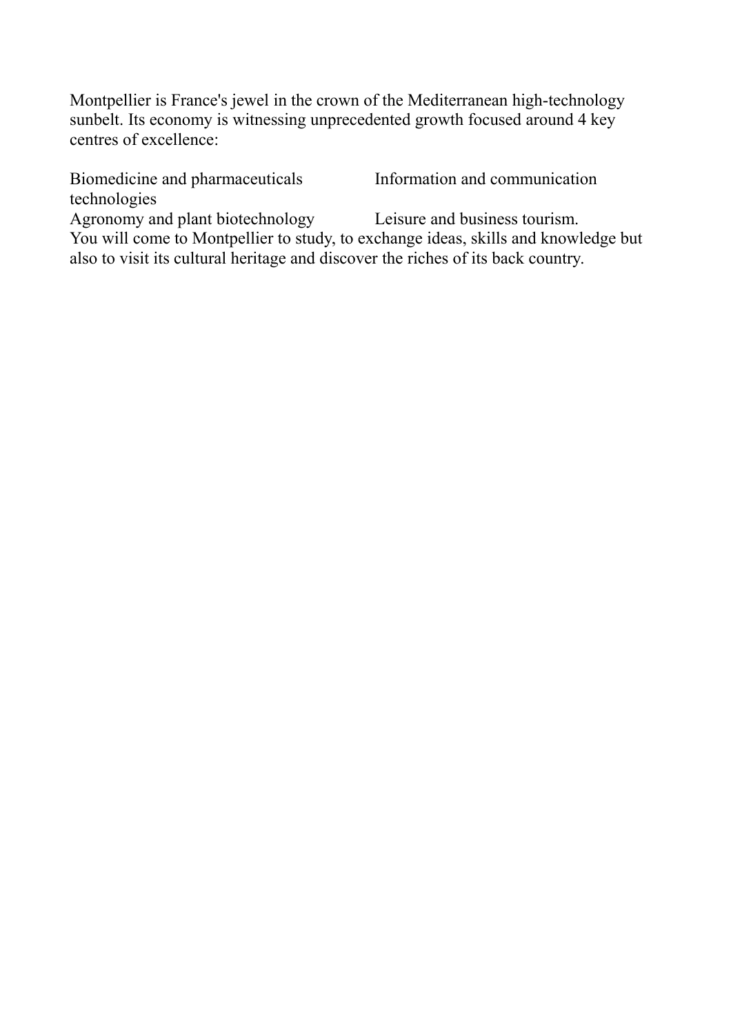Montpellier is France's jewel in the crown of the Mediterranean high-technology sunbelt. Its economy is witnessing unprecedented growth focused around 4 key centres of excellence:

- Biomedicine and pharmaceuticals
- Information and communication technologies
- Agronomy and plant biotechnology
- Leisure and business tourism.

You will come to Montpellier to study, to exchange ideas, skills and knowledge but also to visit its cultural heritage and discover the riches of its back country.